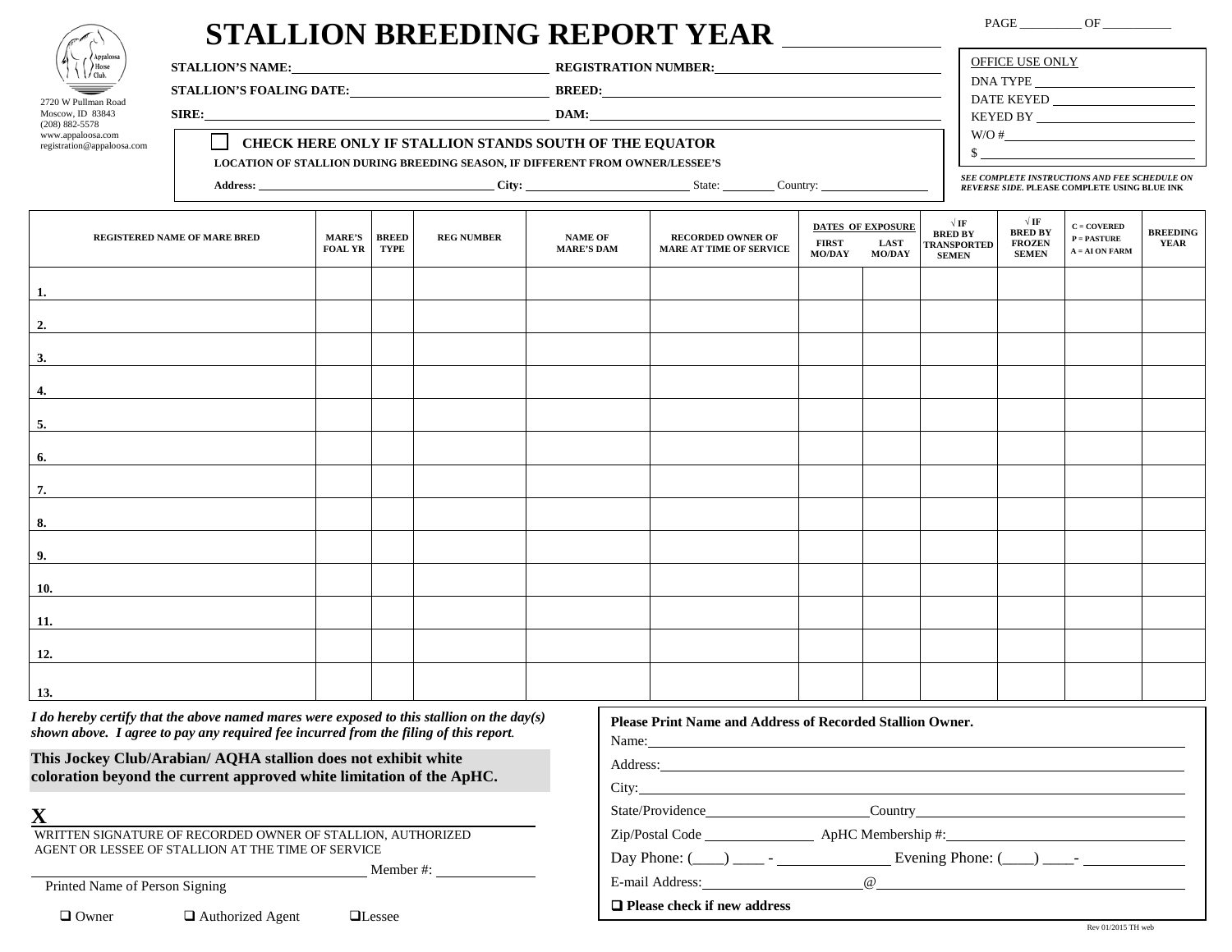# STALLION BREEDING REPORT YEAR ____________

PAGE ________ OF ________

Appaloosa Horse Club.
2720 W Pullman Road
Moscow, ID 83843
(208) 882-5578
www.appaloosa.com
registration@appaloosa.com

**STALLION'S NAME:** ______________________ **REGISTRATION NUMBER:** ______________________

**STALLION'S FOALING DATE:** ______________________ **BREED:** ______________________

**SIRE:** ______________________ **DAM:** ______________________

☐ **CHECK HERE ONLY IF STALLION STANDS SOUTH OF THE EQUATOR**

**LOCATION OF STALLION DURING BREEDING SEASON, IF DIFFERENT FROM OWNER/LESSEE'S**

**Address:** ______________________ **City:** ______________ State: ________ Country: ______________

OFFICE USE ONLY
DNA TYPE ______________
DATE KEYED ______________
KEYED BY ______________
W/O # ______________
$ ______________

***SEE COMPLETE INSTRUCTIONS AND FEE SCHEDULE ON REVERSE SIDE.*** **PLEASE COMPLETE USING BLUE INK**

| REGISTERED NAME OF MARE BRED | MARE'S FOAL YR | BREED TYPE | REG NUMBER | NAME OF MARE'S DAM | RECORDED OWNER OF MARE AT TIME OF SERVICE | DATES OF EXPOSURE | | √ IF BRED BY TRANSPORTED SEMEN | √ IF BRED BY FROZEN SEMEN | C = COVERED P = PASTURE A = AI ON FARM | BREEDING YEAR |
|---|---|---|---|---|---|---|---|---|---|---|---|
| | | | | | | FIRST MO/DAY | LAST MO/DAY | | | | |
| 1. | | | | | | | | | | | |
| 2. | | | | | | | | | | | |
| 3. | | | | | | | | | | | |
| 4. | | | | | | | | | | | |
| 5. | | | | | | | | | | | |
| 6. | | | | | | | | | | | |
| 7. | | | | | | | | | | | |
| 8. | | | | | | | | | | | |
| 9. | | | | | | | | | | | |
| 10. | | | | | | | | | | | |
| 11. | | | | | | | | | | | |
| 12. | | | | | | | | | | | |
| 13. | | | | | | | | | | | |

***I do hereby certify that the above named mares were exposed to this stallion on the day(s) shown above. I agree to pay any required fee incurred from the filing of this report.***

**This Jockey Club/Arabian/ AQHA stallion does not exhibit white coloration beyond the current approved white limitation of the ApHC.**

**X** ________________________________________
WRITTEN SIGNATURE OF RECORDED OWNER OF STALLION, AUTHORIZED AGENT OR LESSEE OF STALLION AT THE TIME OF SERVICE

________________________________ Member #: ____________
Printed Name of Person Signing

☐ Owner ☐ Authorized Agent ☐ Lessee

**Please Print Name and Address of Recorded Stallion Owner.**

Name: ________________________________________

Address: ________________________________________

City: ________________________________________

State/Providence ______________ Country ______________

Zip/Postal Code ____________ ApHC Membership #: ______________

Day Phone: (____) ____ - ____________ Evening Phone: (____) ____- ____________

E-mail Address: ______________ @ ______________

☐ **Please check if new address**

Rev 01/2015 TH web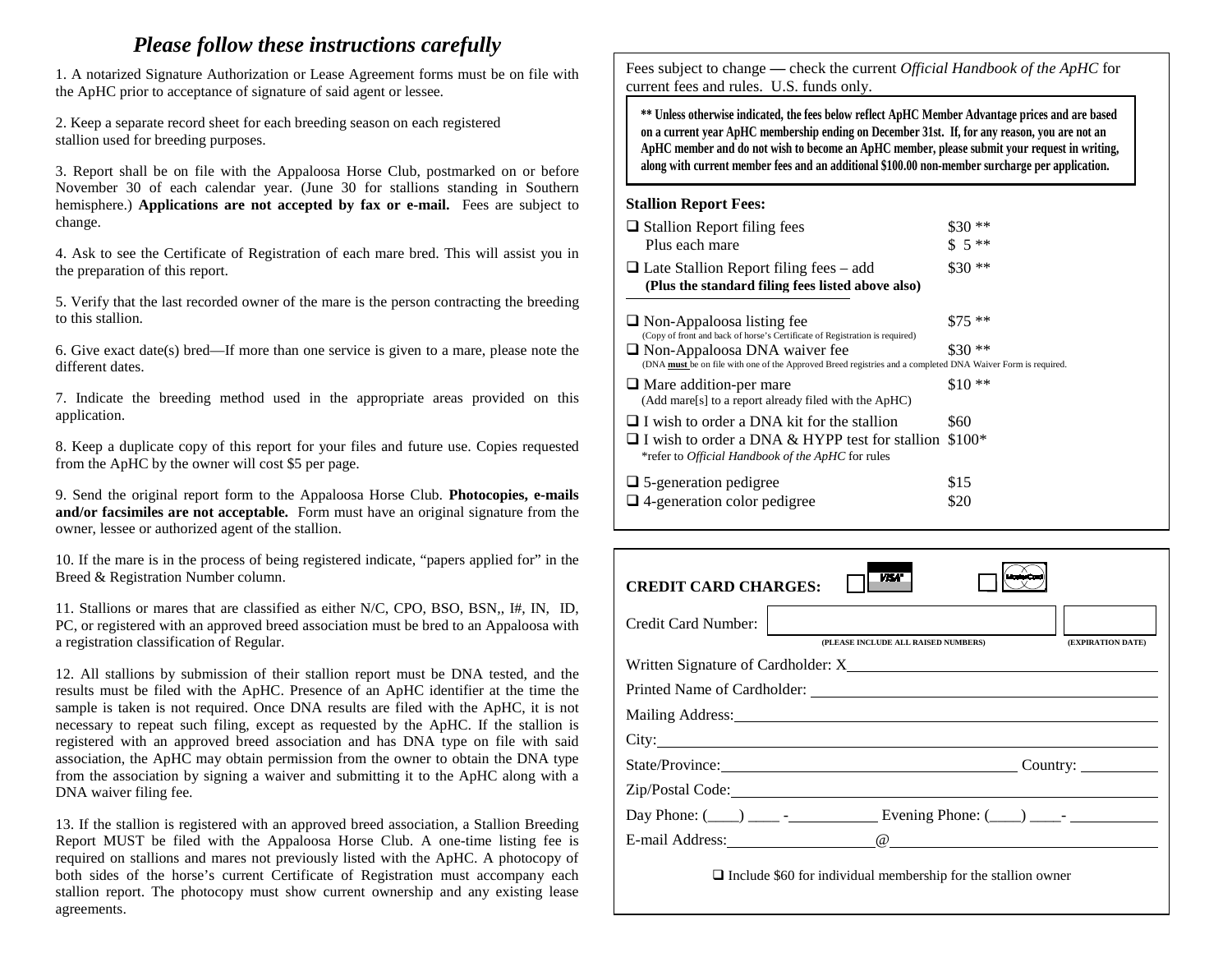## *Please follow these instructions carefully*

1. A notarized Signature Authorization or Lease Agreement forms must be on file with the ApHC prior to acceptance of signature of said agent or lessee.

2. Keep a separate record sheet for each breeding season on each registered stallion used for breeding purposes.

3. Report shall be on file with the Appaloosa Horse Club, postmarked on or before November 30 of each calendar year. (June 30 for stallions standing in Southern hemisphere.) **Applications are not accepted by fax or e-mail.** Fees are subject to change.

4. Ask to see the Certificate of Registration of each mare bred. This will assist you in the preparation of this report.

5. Verify that the last recorded owner of the mare is the person contracting the breeding to this stallion.

6. Give exact date(s) bred—If more than one service is given to a mare, please note the different dates.

7. Indicate the breeding method used in the appropriate areas provided on this application.

8. Keep a duplicate copy of this report for your files and future use. Copies requested from the ApHC by the owner will cost $5 per page.

9. Send the original report form to the Appaloosa Horse Club. **Photocopies, e-mails and/or facsimiles are not acceptable.** Form must have an original signature from the owner, lessee or authorized agent of the stallion.

10. If the mare is in the process of being registered indicate, "papers applied for" in the Breed & Registration Number column.

11. Stallions or mares that are classified as either N/C, CPO, BSO, BSN,, I#, IN, ID, PC, or registered with an approved breed association must be bred to an Appaloosa with a registration classification of Regular.

12. All stallions by submission of their stallion report must be DNA tested, and the results must be filed with the ApHC. Presence of an ApHC identifier at the time the sample is taken is not required. Once DNA results are filed with the ApHC, it is not necessary to repeat such filing, except as requested by the ApHC. If the stallion is registered with an approved breed association and has DNA type on file with said association, the ApHC may obtain permission from the owner to obtain the DNA type from the association by signing a waiver and submitting it to the ApHC along with a DNA waiver filing fee.

13. If the stallion is registered with an approved breed association, a Stallion Breeding Report MUST be filed with the Appaloosa Horse Club. A one-time listing fee is required on stallions and mares not previously listed with the ApHC. A photocopy of both sides of the horse's current Certificate of Registration must accompany each stallion report. The photocopy must show current ownership and any existing lease agreements.

Fees subject to change — check the current *Official Handbook of the ApHC* for current fees and rules. U.S. funds only.

**** Unless otherwise indicated, the fees below reflect ApHC Member Advantage prices and are based on a current year ApHC membership ending on December 31st. If, for any reason, you are not an ApHC member and do not wish to become an ApHC member, please submit your request in writing, along with current member fees and an additional $100.00 non-member surcharge per application.**

**Stallion Report Fees:**

| | |
|---|---|
| ❑ Stallion Report filing fees | $30 ** |
| Plus each mare | $ 5 ** |
| ❑ Late Stallion Report filing fees – add **(Plus the standard filing fees listed above also)** | $30 ** |
| ❑ Non-Appaloosa listing fee (Copy of front and back of horse's Certificate of Registration is required) | $75 ** |
| ❑ Non-Appaloosa DNA waiver fee (DNA **must** be on file with one of the Approved Breed registries and a completed DNA Waiver Form is required. | $30 ** |
| ❑ Mare addition-per mare (Add mare[s] to a report already filed with the ApHC) | $10 ** |
| ❑ I wish to order a DNA kit for the stallion | $60 |
| ❑ I wish to order a DNA & HYPP test for stallion *refer to *Official Handbook of the ApHC* for rules | $100* |
| ❑ 5-generation pedigree | $15 |
| ❑ 4-generation color pedigree | $20 |

**CREDIT CARD CHARGES:** ❑ VISA ❑ MasterCard

Credit Card Number: ____________________ ________
(PLEASE INCLUDE ALL RAISED NUMBERS) (EXPIRATION DATE)

Written Signature of Cardholder: X____________________

Printed Name of Cardholder: ____________________

Mailing Address: ____________________

City: ____________________

State/Province: ____________________ Country: __________

Zip/Postal Code: ____________________

Day Phone: (____) ____ -__________ Evening Phone: (____) ____- __________

E-mail Address: __________________@____________________

❑ Include $60 for individual membership for the stallion owner